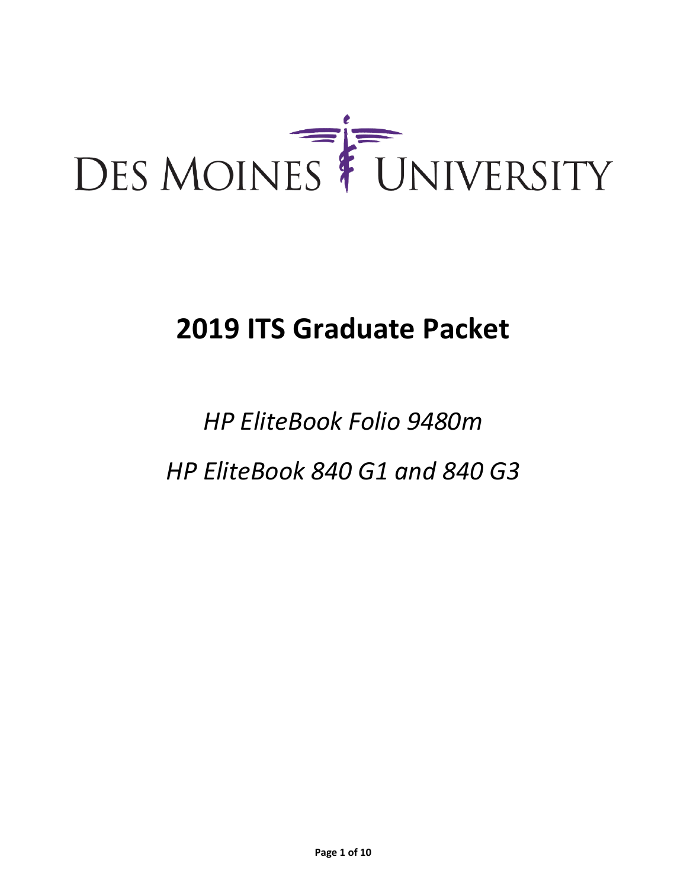DES MOINES UNIVERSITY

# 2019 ITS Graduate Packet

*HP EliteBook Folio 9480m*

*HP EliteBook 840 G1 and 840 G3*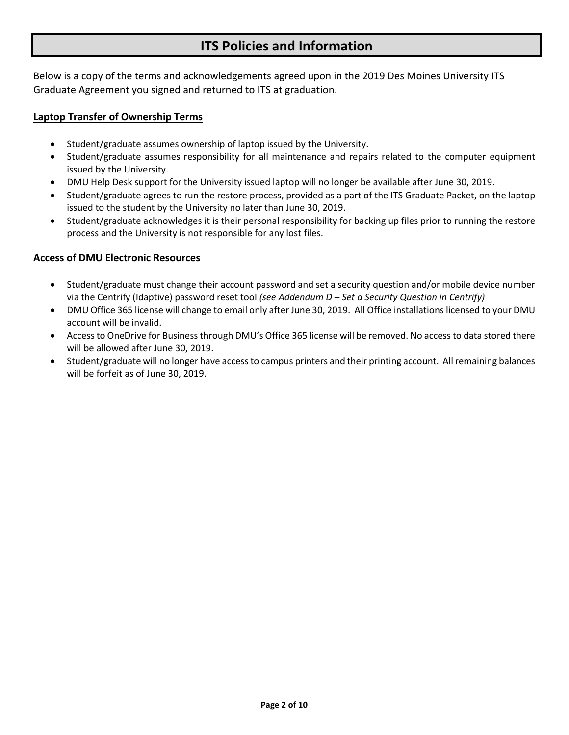# ITS Policies and Information

Below is a copy of the terms and acknowledgements agreed upon in the 2019 Des Moines University ITS Graduate Agreement you signed and returned to ITS at graduation.

## Laptop Transfer of Ownership Terms

- Student/graduate assumes ownership of laptop issued by the University.
- Student/graduate assumes responsibility for all maintenance and repairs related to the computer equipment issued by the University.
- DMU Help Desk support for the University issued laptop will no longer be available after June 30, 2019.
- Student/graduate agrees to run the restore process, provided as a part of the ITS Graduate Packet, on the laptop issued to the student by the University no later than June 30, 2019.
- Student/graduate acknowledges it is their personal responsibility for backing up files prior to running the restore process and the University is not responsible for any lost files.

## Access of DMU Electronic Resources

- Student/graduate must change their account password and set a security question and/or mobile device number via the Centrify (Idaptive) password reset tool *(see Addendum D – Set a Security Question in Centrify)*
- DMU Office 365 license will change to email only after June 30, 2019. All Office installations licensed to your DMU account will be invalid.
- Access to OneDrive for Business through DMU's Office 365 license will be removed. No access to data stored there will be allowed after June 30, 2019.
- Student/graduate will no longer have access to campus printers and their printing account. All remaining balances will be forfeit as of June 30, 2019.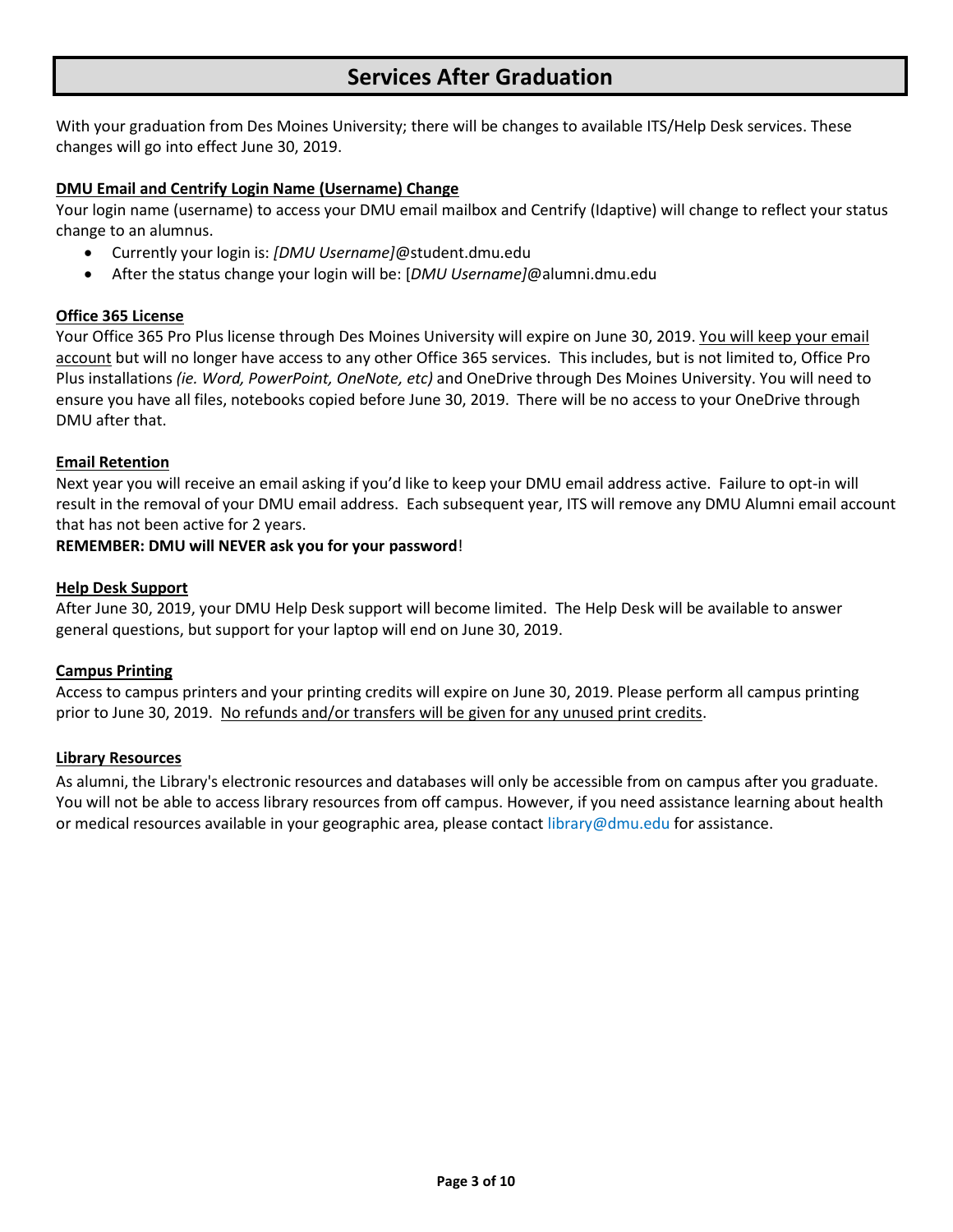# Services After Graduation

With your graduation from Des Moines University; there will be changes to available ITS/Help Desk services. These changes will go into effect June 30, 2019.

## DMU Email and Centrify Login Name (Username) Change

Your login name (username) to access your DMU email mailbox and Centrify (Idaptive) will change to reflect your status change to an alumnus.

- Currently your login is: *[DMU Username]*@student.dmu.edu
- After the status change your login will be: [*DMU Username]*@alumni.dmu.edu

## Office 365 License

Your Office 365 Pro Plus license through Des Moines University will expire on June 30, 2019. <u>You will keep your email account</u> but will no longer have access to any other Office 365 services. This includes, but is not limited to, Office Pro Plus installations *(ie. Word, PowerPoint, OneNote, etc)* and OneDrive through Des Moines University. You will need to ensure you have all files, notebooks copied before June 30, 2019. There will be no access to your OneDrive through DMU after that.

## Email Retention

Next year you will receive an email asking if you'd like to keep your DMU email address active. Failure to opt-in will result in the removal of your DMU email address. Each subsequent year, ITS will remove any DMU Alumni email account that has not been active for 2 years.

**REMEMBER: DMU will NEVER ask you for your password**!

## Help Desk Support

After June 30, 2019, your DMU Help Desk support will become limited. The Help Desk will be available to answer general questions, but support for your laptop will end on June 30, 2019.

## Campus Printing

Access to campus printers and your printing credits will expire on June 30, 2019. Please perform all campus printing prior to June 30, 2019. <u>No refunds and/or transfers will be given for any unused print credits</u>.

## Library Resources

As alumni, the Library's electronic resources and databases will only be accessible from on campus after you graduate. You will not be able to access library resources from off campus. However, if you need assistance learning about health or medical resources available in your geographic area, please contact library@dmu.edu for assistance.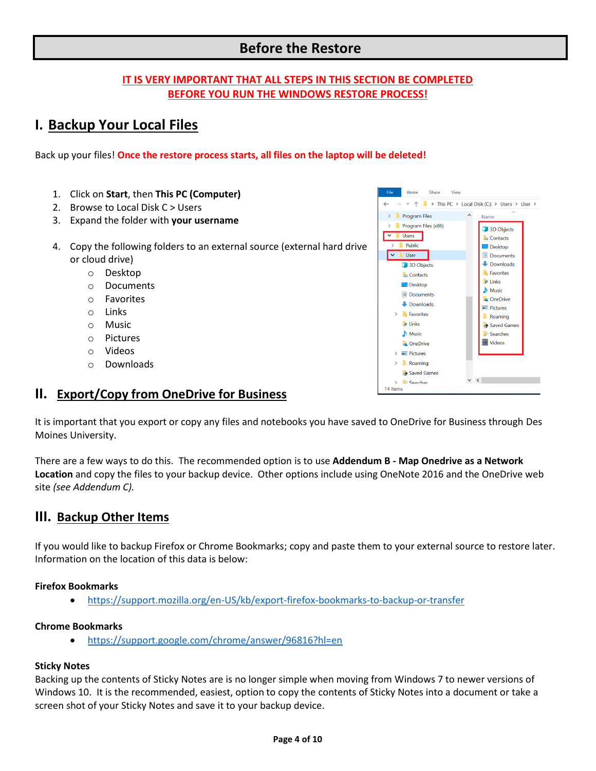# Before the Restore

**IT IS VERY IMPORTANT THAT ALL STEPS IN THIS SECTION BE COMPLETED BEFORE YOU RUN THE WINDOWS RESTORE PROCESS!**

## I. Backup Your Local Files

Back up your files! **Once the restore process starts, all files on the laptop will be deleted!**

1. Click on **Start**, then **This PC (Computer)**
2. Browse to Local Disk C > Users
3. Expand the folder with **your username**
4. Copy the following folders to an external source (external hard drive or cloud drive)
   - Desktop
   - Documents
   - Favorites
   - Links
   - Music
   - Pictures
   - Videos
   - Downloads

## II. Export/Copy from OneDrive for Business

It is important that you export or copy any files and notebooks you have saved to OneDrive for Business through Des Moines University.

There are a few ways to do this. The recommended option is to use **Addendum B - Map Onedrive as a Network Location** and copy the files to your backup device. Other options include using OneNote 2016 and the OneDrive web site *(see Addendum C).*

## III. Backup Other Items

If you would like to backup Firefox or Chrome Bookmarks; copy and paste them to your external source to restore later. Information on the location of this data is below:

**Firefox Bookmarks**

- https://support.mozilla.org/en-US/kb/export-firefox-bookmarks-to-backup-or-transfer

**Chrome Bookmarks**

- https://support.google.com/chrome/answer/96816?hl=en

**Sticky Notes**

Backing up the contents of Sticky Notes are is no longer simple when moving from Windows 7 to newer versions of Windows 10. It is the recommended, easiest, option to copy the contents of Sticky Notes into a document or take a screen shot of your Sticky Notes and save it to your backup device.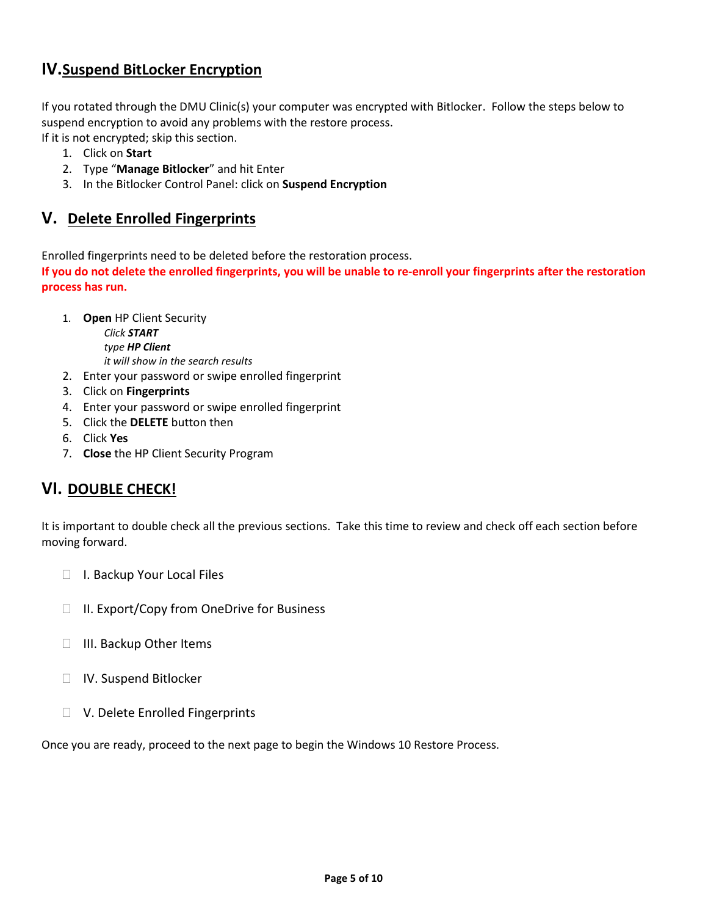## IV. Suspend BitLocker Encryption

If you rotated through the DMU Clinic(s) your computer was encrypted with Bitlocker. Follow the steps below to suspend encryption to avoid any problems with the restore process.
If it is not encrypted; skip this section.

1. Click on **Start**
2. Type "**Manage Bitlocker**" and hit Enter
3. In the Bitlocker Control Panel: click on **Suspend Encryption**

## V. Delete Enrolled Fingerprints

Enrolled fingerprints need to be deleted before the restoration process.

**If you do not delete the enrolled fingerprints, you will be unable to re-enroll your fingerprints after the restoration process has run.**

1. **Open** HP Client Security
   *Click **START***
   *type **HP Client***
   *it will show in the search results*
2. Enter your password or swipe enrolled fingerprint
3. Click on **Fingerprints**
4. Enter your password or swipe enrolled fingerprint
5. Click the **DELETE** button then
6. Click **Yes**
7. **Close** the HP Client Security Program

## VI. DOUBLE CHECK!

It is important to double check all the previous sections. Take this time to review and check off each section before moving forward.

- [ ] I. Backup Your Local Files
- [ ] II. Export/Copy from OneDrive for Business
- [ ] III. Backup Other Items
- [ ] IV. Suspend Bitlocker
- [ ] V. Delete Enrolled Fingerprints

Once you are ready, proceed to the next page to begin the Windows 10 Restore Process.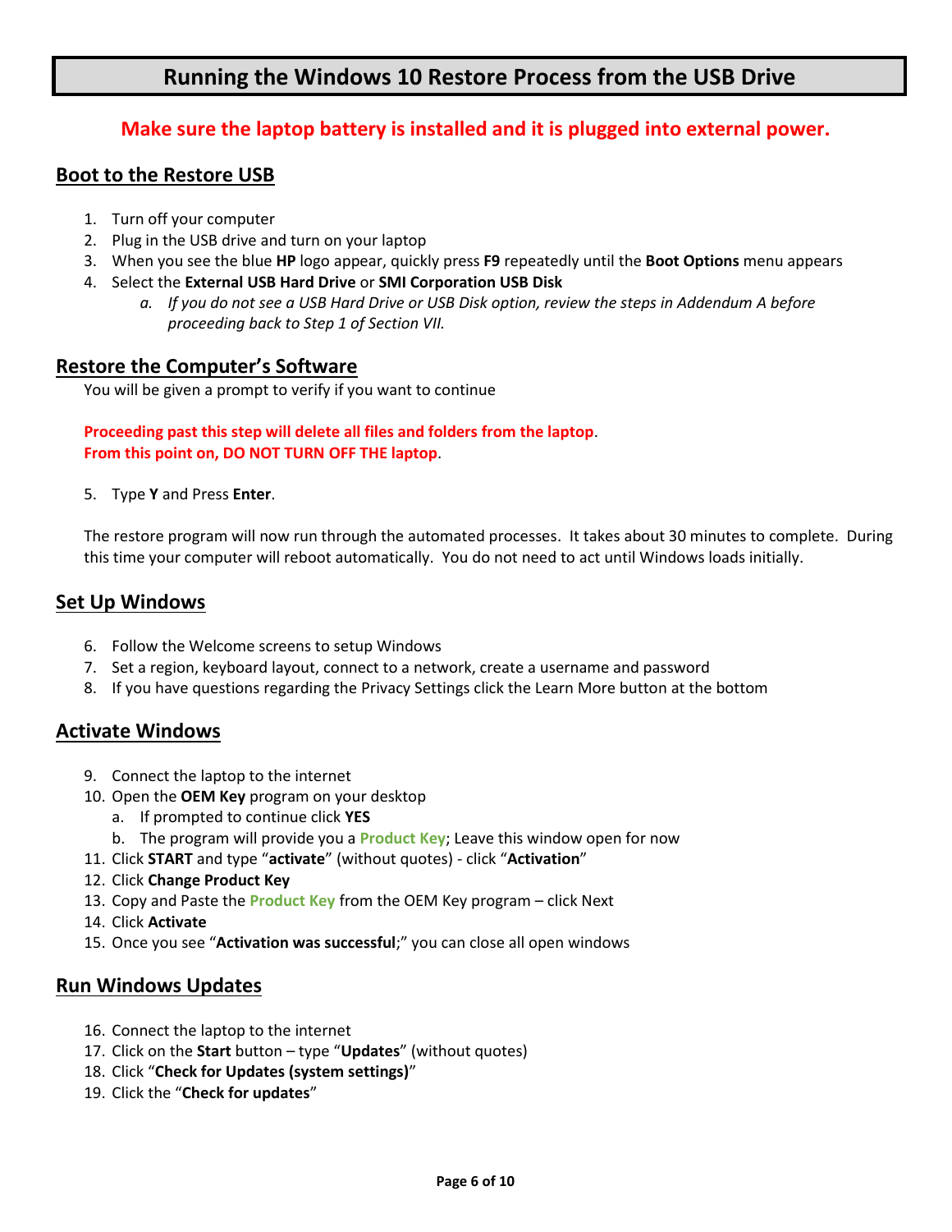# Running the Windows 10 Restore Process from the USB Drive

**Make sure the laptop battery is installed and it is plugged into external power.**

## Boot to the Restore USB

1. Turn off your computer
2. Plug in the USB drive and turn on your laptop
3. When you see the blue **HP** logo appear, quickly press **F9** repeatedly until the **Boot Options** menu appears
4. Select the **External USB Hard Drive** or **SMI Corporation USB Disk**
    a. *If you do not see a USB Hard Drive or USB Disk option, review the steps in Addendum A before proceeding back to Step 1 of Section VII.*

## Restore the Computer's Software

You will be given a prompt to verify if you want to continue

**Proceeding past this step will delete all files and folders from the laptop**.
**From this point on, DO NOT TURN OFF THE laptop**.

5. Type **Y** and Press **Enter**.

The restore program will now run through the automated processes. It takes about 30 minutes to complete. During this time your computer will reboot automatically. You do not need to act until Windows loads initially.

## Set Up Windows

6. Follow the Welcome screens to setup Windows
7. Set a region, keyboard layout, connect to a network, create a username and password
8. If you have questions regarding the Privacy Settings click the Learn More button at the bottom

## Activate Windows

9. Connect the laptop to the internet
10. Open the **OEM Key** program on your desktop
    a. If prompted to continue click **YES**
    b. The program will provide you a **Product Key**; Leave this window open for now
11. Click **START** and type "**activate**" (without quotes) - click "**Activation**"
12. Click **Change Product Key**
13. Copy and Paste the **Product Key** from the OEM Key program – click Next
14. Click **Activate**
15. Once you see "**Activation was successful**;" you can close all open windows

## Run Windows Updates

16. Connect the laptop to the internet
17. Click on the **Start** button – type "**Updates**" (without quotes)
18. Click "**Check for Updates (system settings)**"
19. Click the "**Check for updates**"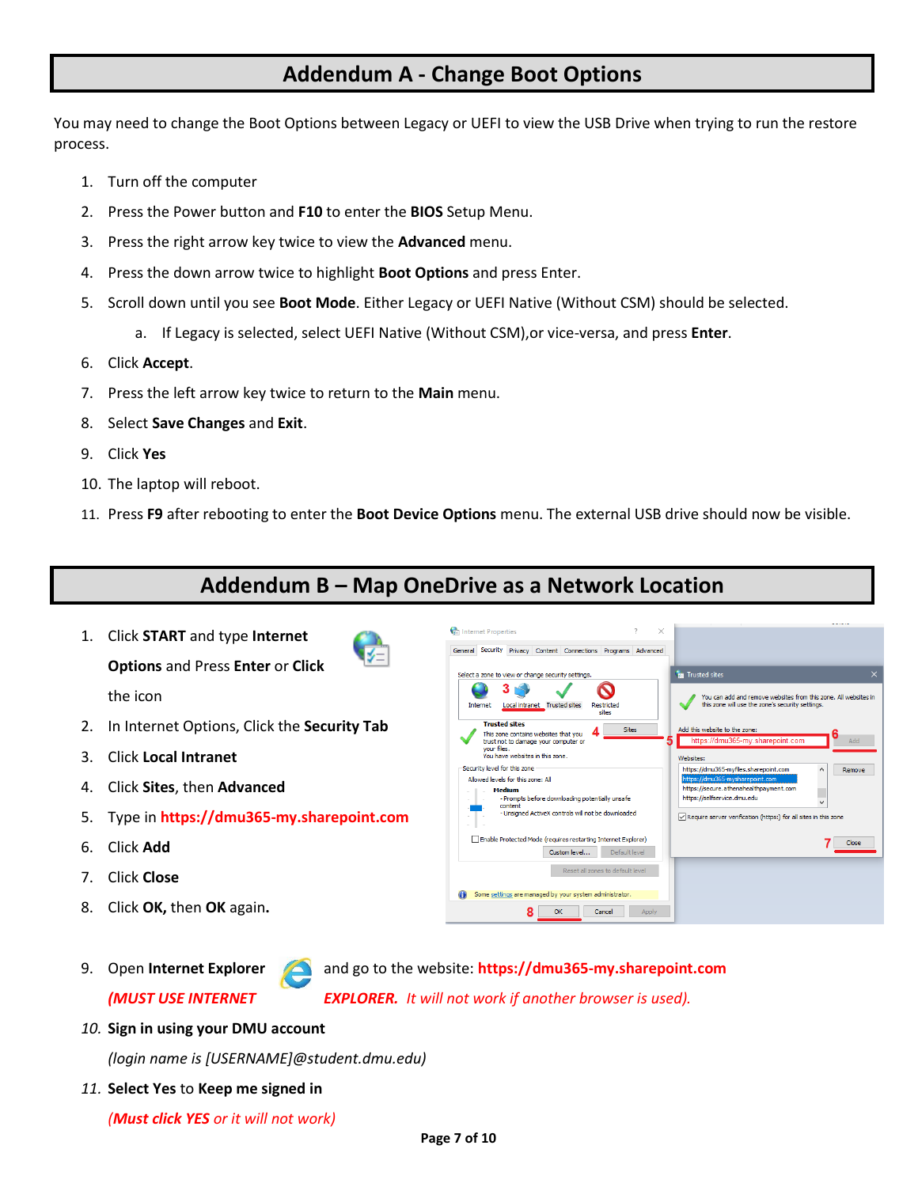# Addendum A - Change Boot Options

You may need to change the Boot Options between Legacy or UEFI to view the USB Drive when trying to run the restore process.

1. Turn off the computer
2. Press the Power button and **F10** to enter the **BIOS** Setup Menu.
3. Press the right arrow key twice to view the **Advanced** menu.
4. Press the down arrow twice to highlight **Boot Options** and press Enter.
5. Scroll down until you see **Boot Mode**. Either Legacy or UEFI Native (Without CSM) should be selected.
   a. If Legacy is selected, select UEFI Native (Without CSM),or vice-versa, and press **Enter**.
6. Click **Accept**.
7. Press the left arrow key twice to return to the **Main** menu.
8. Select **Save Changes** and **Exit**.
9. Click **Yes**
10. The laptop will reboot.
11. Press **F9** after rebooting to enter the **Boot Device Options** menu. The external USB drive should now be visible.

# Addendum B – Map OneDrive as a Network Location

1. Click **START** and type **Internet Options** and Press **Enter** or **Click** the icon
2. In Internet Options, Click the **Security Tab**
3. Click **Local Intranet**
4. Click **Sites**, then **Advanced**
5. Type in **https://dmu365-my.sharepoint.com**
6. Click **Add**
7. Click **Close**
8. Click **OK,** then **OK** again**.**
9. Open **Internet Explorer** and go to the website: **https://dmu365-my.sharepoint.com** ***(MUST USE INTERNET EXPLORER.*** *It will not work if another browser is used).*
10. ***Sign in using your DMU account***
    *(login name is [USERNAME]@student.dmu.edu)*
11. ***Select Yes** to **Keep me signed in***
    *(**Must click YES** or it will not work)*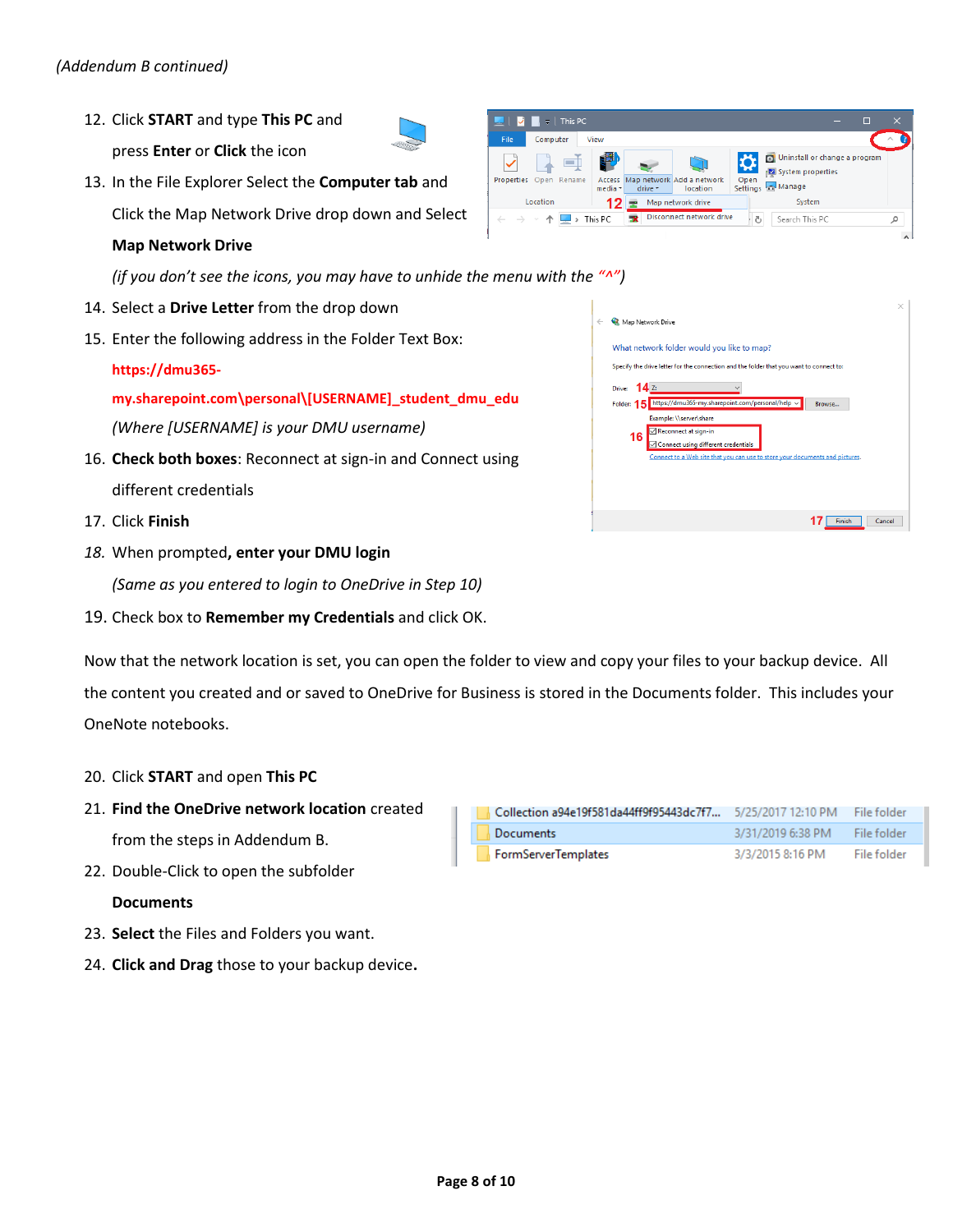*(Addendum B continued)*

12. Click **START** and type **This PC** and press **Enter** or **Click** the icon
13. In the File Explorer Select the **Computer tab** and Click the Map Network Drive drop down and Select **Map Network Drive**
    *(if you don't see the icons, you may have to unhide the menu with the "^")*
14. Select a **Drive Letter** from the drop down
15. Enter the following address in the Folder Text Box:
    **https://dmu365-my.sharepoint.com\personal\[USERNAME]_student_dmu_edu**
    *(Where [USERNAME] is your DMU username)*
16. **Check both boxes**: Reconnect at sign-in and Connect using different credentials
17. Click **Finish**
18. When prompted**, enter your DMU login**
    *(Same as you entered to login to OneDrive in Step 10)*
19. Check box to **Remember my Credentials** and click OK.

Now that the network location is set, you can open the folder to view and copy your files to your backup device. All the content you created and or saved to OneDrive for Business is stored in the Documents folder. This includes your OneNote notebooks.

20. Click **START** and open **This PC**
21. **Find the OneDrive network location** created from the steps in Addendum B.
22. Double-Click to open the subfolder **Documents**
23. **Select** the Files and Folders you want.
24. **Click and Drag** those to your backup device**.**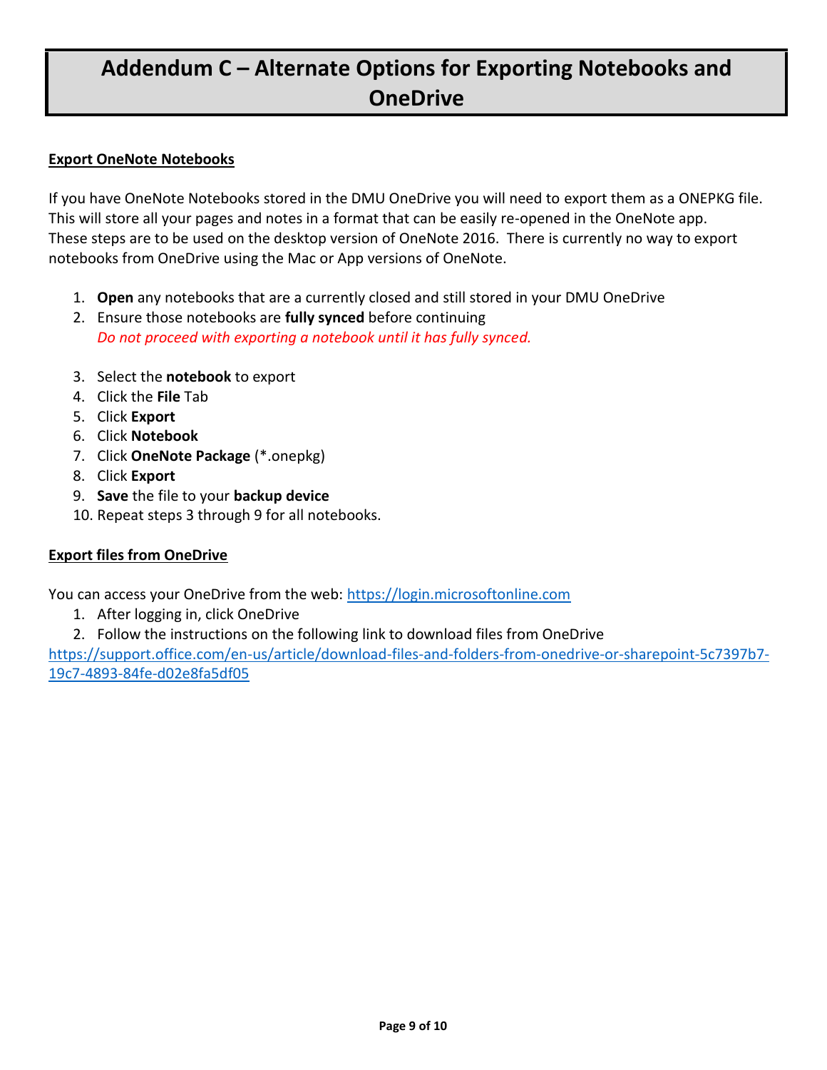# Addendum C – Alternate Options for Exporting Notebooks and OneDrive

**Export OneNote Notebooks**

If you have OneNote Notebooks stored in the DMU OneDrive you will need to export them as a ONEPKG file. This will store all your pages and notes in a format that can be easily re-opened in the OneNote app. These steps are to be used on the desktop version of OneNote 2016. There is currently no way to export notebooks from OneDrive using the Mac or App versions of OneNote.

1. **Open** any notebooks that are a currently closed and still stored in your DMU OneDrive
2. Ensure those notebooks are **fully synced** before continuing
   *Do not proceed with exporting a notebook until it has fully synced.*
3. Select the **notebook** to export
4. Click the **File** Tab
5. Click **Export**
6. Click **Notebook**
7. Click **OneNote Package** (*.onepkg)
8. Click **Export**
9. **Save** the file to your **backup device**
10. Repeat steps 3 through 9 for all notebooks.

**Export files from OneDrive**

You can access your OneDrive from the web: https://login.microsoftonline.com

1. After logging in, click OneDrive
2. Follow the instructions on the following link to download files from OneDrive

https://support.office.com/en-us/article/download-files-and-folders-from-onedrive-or-sharepoint-5c7397b7-19c7-4893-84fe-d02e8fa5df05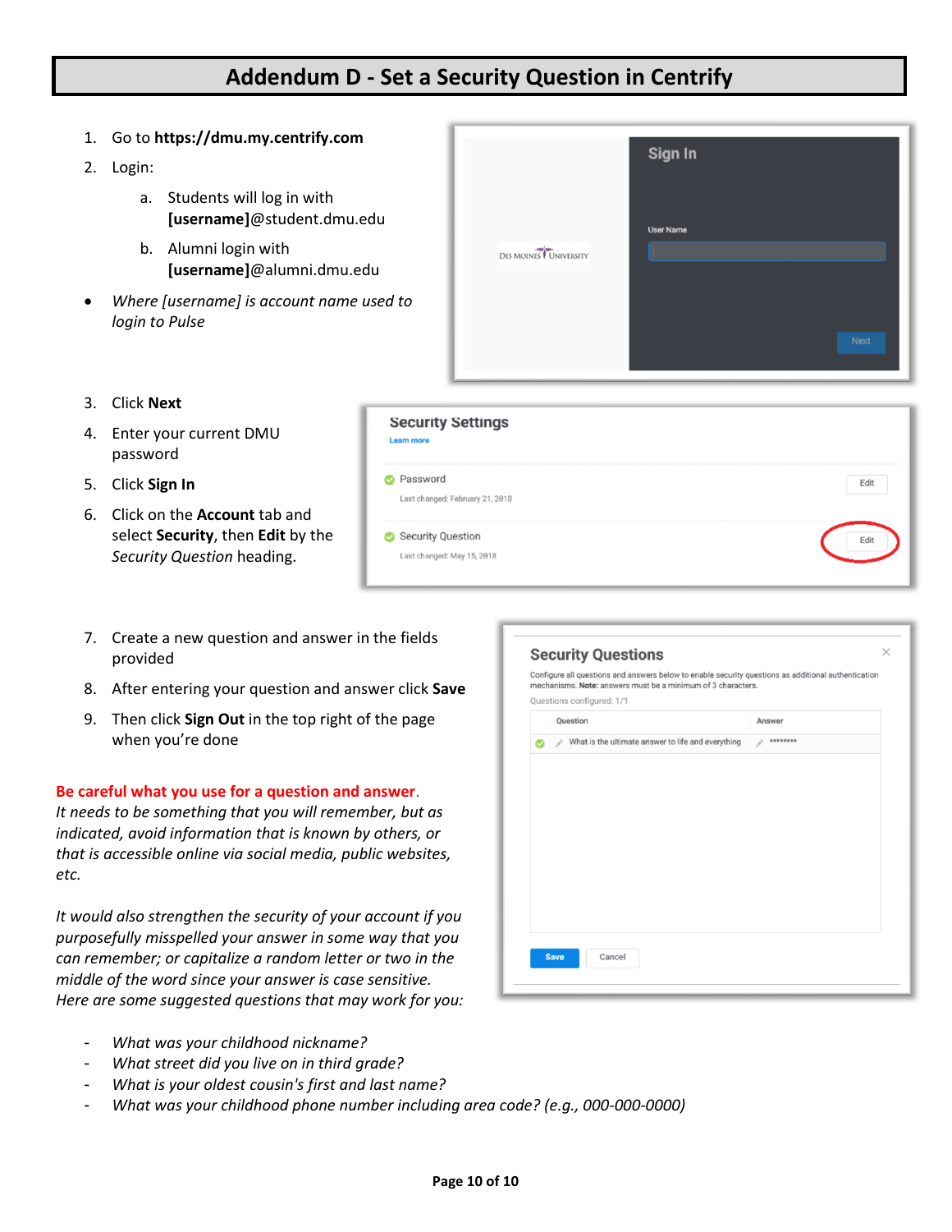# Addendum D - Set a Security Question in Centrify

1. Go to **https://dmu.my.centrify.com**
2. Login:
   a. Students will log in with **[username]**@student.dmu.edu
   b. Alumni login with **[username]**@alumni.dmu.edu

- *Where [username] is account name used to login to Pulse*

3. Click **Next**
4. Enter your current DMU password
5. Click **Sign In**
6. Click on the **Account** tab and select **Security**, then **Edit** by the *Security Question* heading.
7. Create a new question and answer in the fields provided
8. After entering your question and answer click **Save**
9. Then click **Sign Out** in the top right of the page when you're done

**Be careful what you use for a question and answer**. *It needs to be something that you will remember, but as indicated, avoid information that is known by others, or that is accessible online via social media, public websites, etc.*

*It would also strengthen the security of your account if you purposefully misspelled your answer in some way that you can remember; or capitalize a random letter or two in the middle of the word since your answer is case sensitive. Here are some suggested questions that may work for you:*

- *What was your childhood nickname?*
- *What street did you live on in third grade?*
- *What is your oldest cousin's first and last name?*
- *What was your childhood phone number including area code? (e.g., 000-000-0000)*